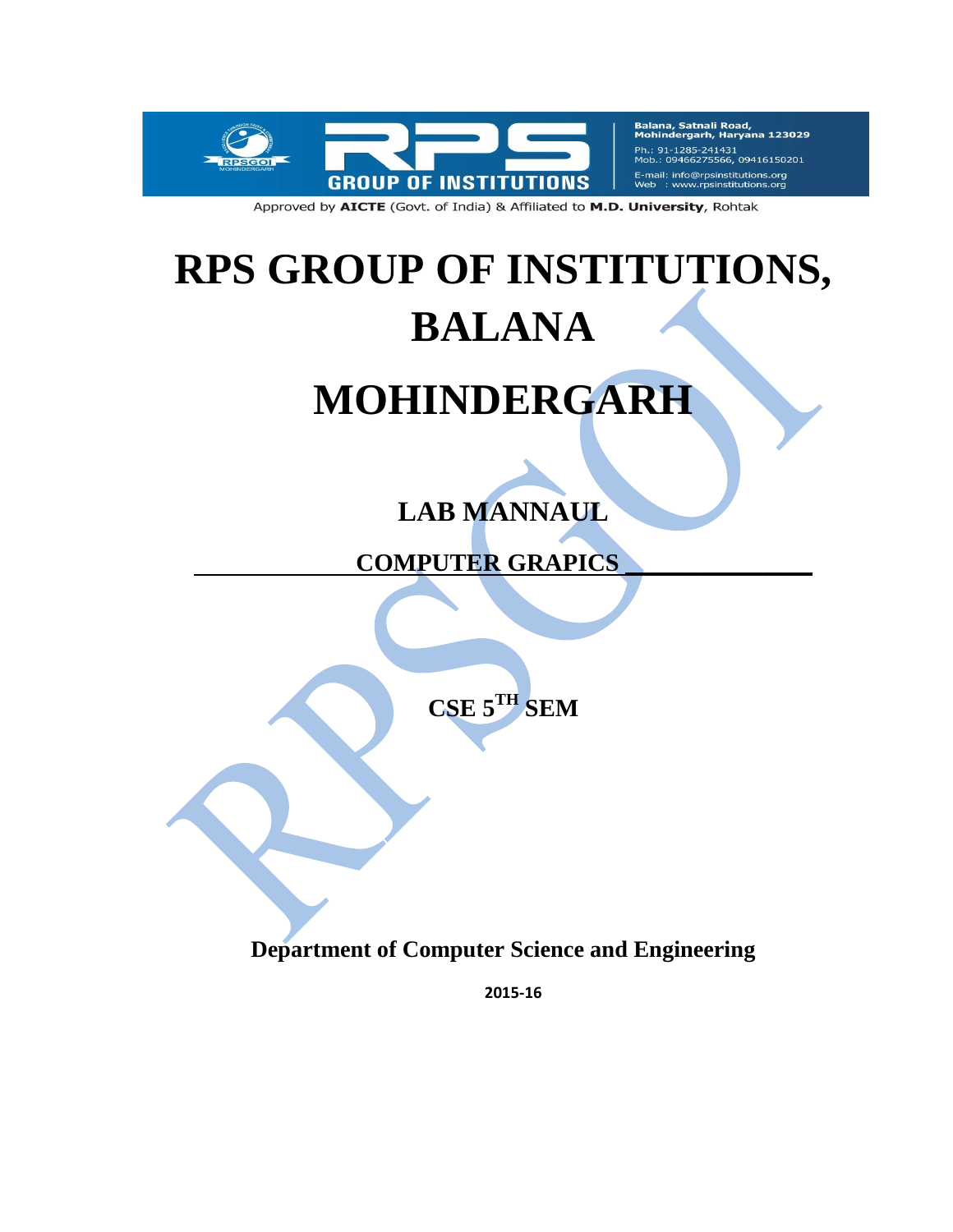Balana, Satnali Road, Mohindergarh, Haryana 123029
Ph.: 91-1285-241431
Mob.: 09466275566, 09416150201
E-mail: info@rpsinstitutions.org
Web : www.rpsinstitutions.org

Approved by **AICTE** (Govt. of India) & Affiliated to **M.D. University**, Rohtak

# RPS GROUP OF INSTITUTIONS, BALANA

# MOHINDERGARH

## LAB MANNAUL

## COMPUTER GRAPICS

## CSE 5TH SEM

**Department of Computer Science and Engineering**

**2015-16**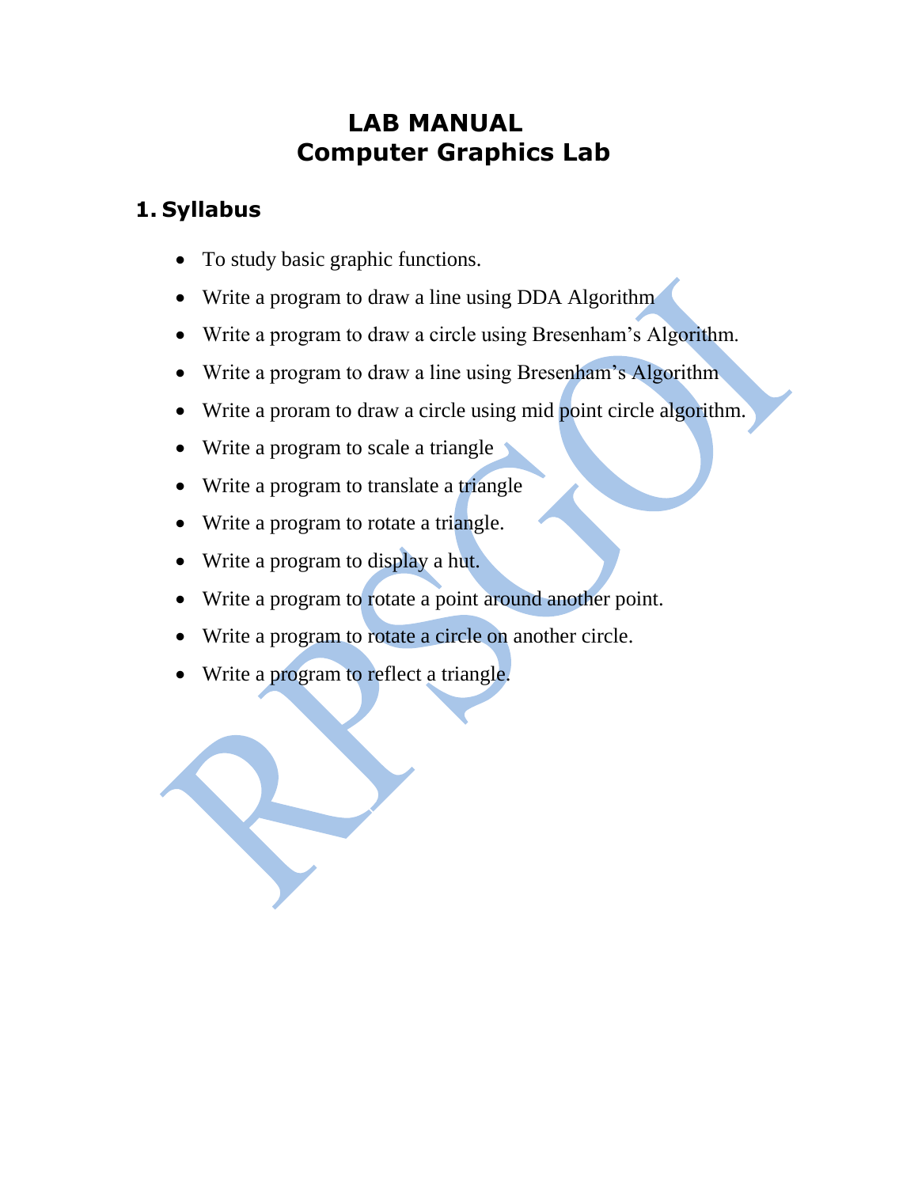# LAB MANUAL
# Computer Graphics Lab

## 1. Syllabus

- To study basic graphic functions.
- Write a program to draw a line using DDA Algorithm
- Write a program to draw a circle using Bresenham's Algorithm.
- Write a program to draw a line using Bresenham's Algorithm
- Write a proram to draw a circle using mid point circle algorithm.
- Write a program to scale a triangle
- Write a program to translate a triangle
- Write a program to rotate a triangle.
- Write a program to display a hut.
- Write a program to rotate a point around another point.
- Write a program to rotate a circle on another circle.
- Write a program to reflect a triangle.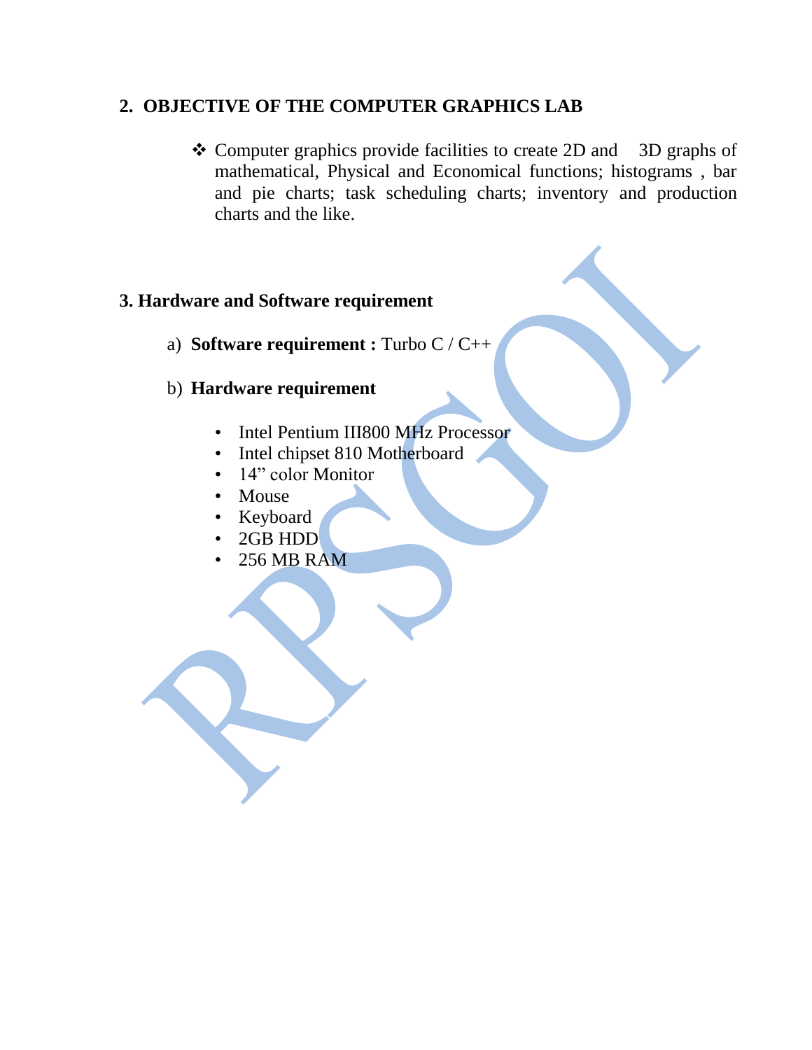## 2. OBJECTIVE OF THE COMPUTER GRAPHICS LAB

- ❖ Computer graphics provide facilities to create 2D and 3D graphs of mathematical, Physical and Economical functions; histograms , bar and pie charts; task scheduling charts; inventory and production charts and the like.

## 3. Hardware and Software requirement

a) **Software requirement :** Turbo C / C++

b) **Hardware requirement**

- Intel Pentium III800 MHz Processor
- Intel chipset 810 Motherboard
- 14" color Monitor
- Mouse
- Keyboard
- 2GB HDD
- 256 MB RAM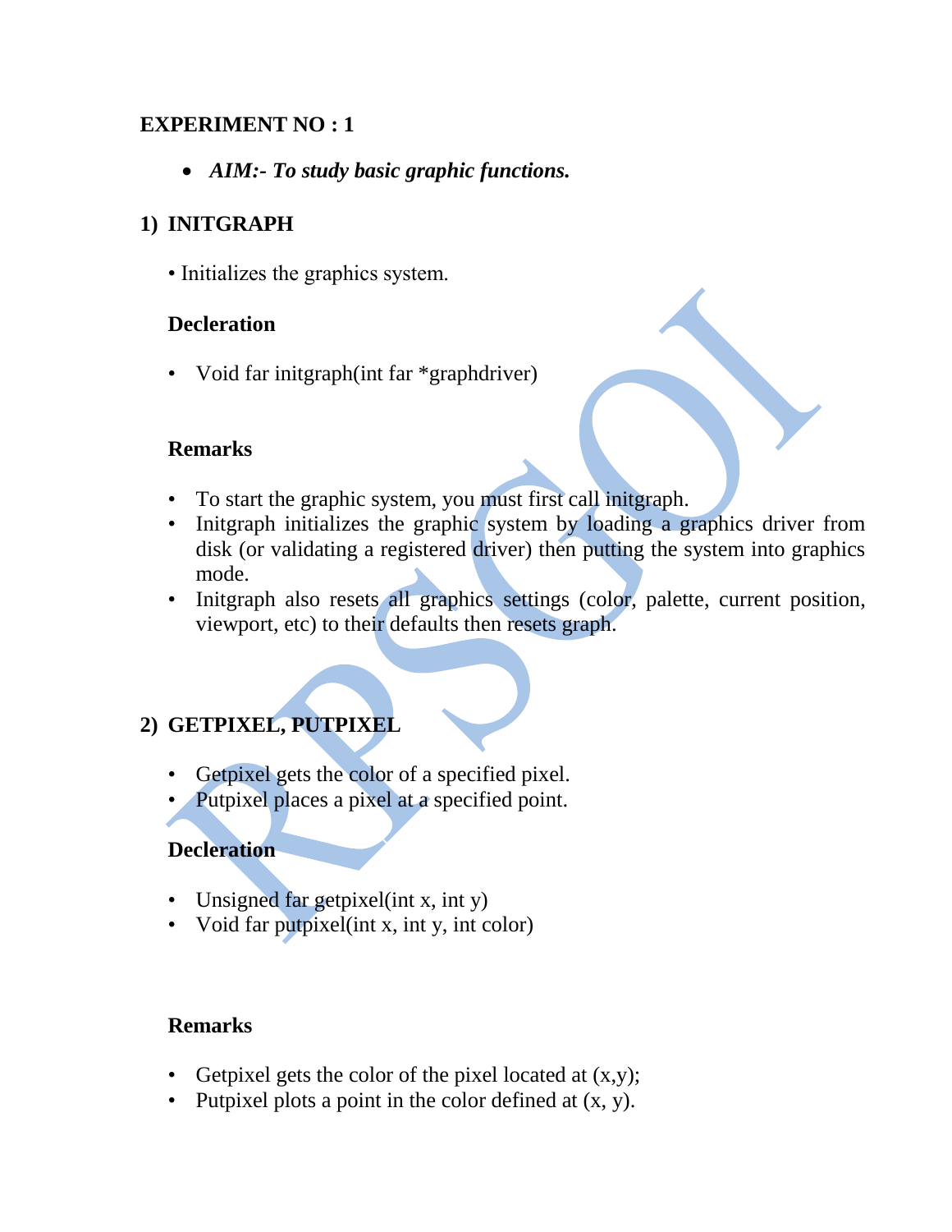**EXPERIMENT NO : 1**

- ***AIM:- To study basic graphic functions.***

## 1) INITGRAPH

• Initializes the graphics system.

**Decleration**

- Void far initgraph(int far *graphdriver)

**Remarks**

- To start the graphic system, you must first call initgraph.
- Initgraph initializes the graphic system by loading a graphics driver from disk (or validating a registered driver) then putting the system into graphics mode.
- Initgraph also resets all graphics settings (color, palette, current position, viewport, etc) to their defaults then resets graph.

## 2) GETPIXEL, PUTPIXEL

- Getpixel gets the color of a specified pixel.
- Putpixel places a pixel at a specified point.

**Decleration**

- Unsigned far getpixel(int x, int y)
- Void far putpixel(int x, int y, int color)

**Remarks**

- Getpixel gets the color of the pixel located at (x,y);
- Putpixel plots a point in the color defined at (x, y).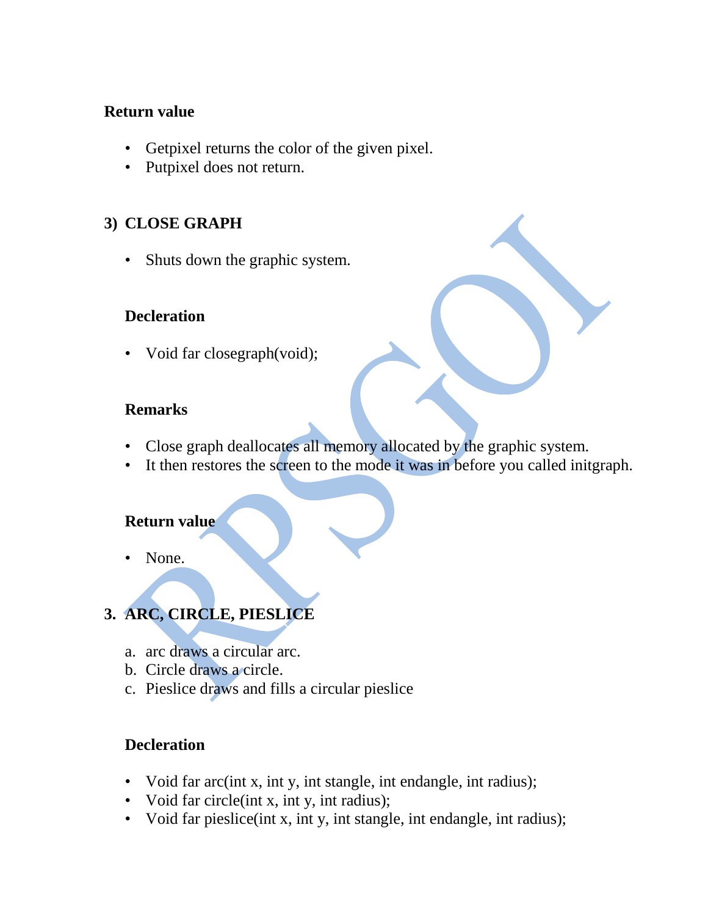**Return value**

- Getpixel returns the color of the given pixel.
- Putpixel does not return.

## 3) CLOSE GRAPH

- Shuts down the graphic system.

**Decleration**

- Void far closegraph(void);

**Remarks**

- Close graph deallocates all memory allocated by the graphic system.
- It then restores the screen to the mode it was in before you called initgraph.

**Return value**

- None.

## 3. ARC, CIRCLE, PIESLICE

a. arc draws a circular arc.
b. Circle draws a circle.
c. Pieslice draws and fills a circular pieslice

**Decleration**

- Void far arc(int x, int y, int stangle, int endangle, int radius);
- Void far circle(int x, int y, int radius);
- Void far pieslice(int x, int y, int stangle, int endangle, int radius);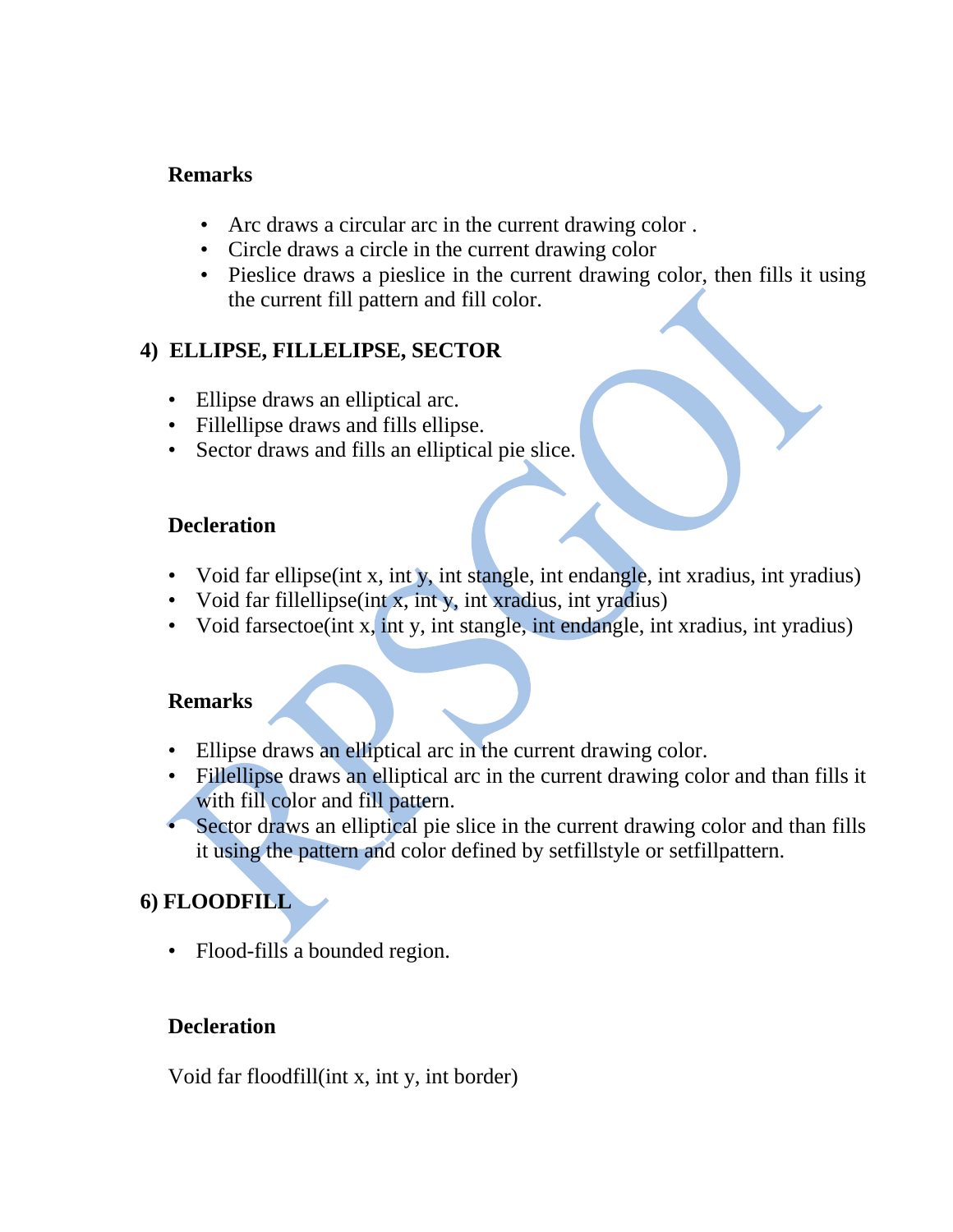**Remarks**

- Arc draws a circular arc in the current drawing color .
- Circle draws a circle in the current drawing color
- Pieslice draws a pieslice in the current drawing color, then fills it using the current fill pattern and fill color.

## 4) ELLIPSE, FILLELIPSE, SECTOR

- Ellipse draws an elliptical arc.
- Fillellipse draws and fills ellipse.
- Sector draws and fills an elliptical pie slice.

**Decleration**

- Void far ellipse(int x, int y, int stangle, int endangle, int xradius, int yradius)
- Void far fillellipse(int x, int y, int xradius, int yradius)
- Void farsectoe(int x, int y, int stangle, int endangle, int xradius, int yradius)

**Remarks**

- Ellipse draws an elliptical arc in the current drawing color.
- Fillellipse draws an elliptical arc in the current drawing color and than fills it with fill color and fill pattern.
- Sector draws an elliptical pie slice in the current drawing color and than fills it using the pattern and color defined by setfillstyle or setfillpattern.

## 6) FLOODFILL

- Flood-fills a bounded region.

**Decleration**

Void far floodfill(int x, int y, int border)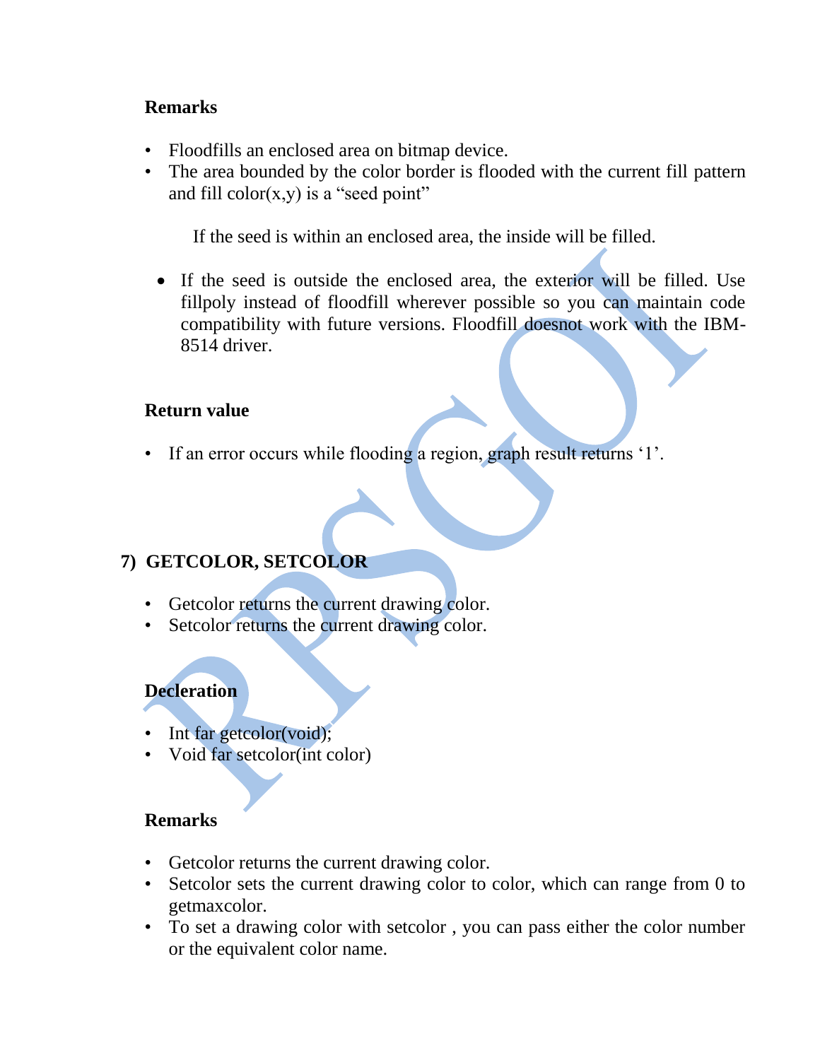**Remarks**

- Floodfills an enclosed area on bitmap device.
- The area bounded by the color border is flooded with the current fill pattern and fill color(x,y) is a "seed point"

If the seed is within an enclosed area, the inside will be filled.

- If the seed is outside the enclosed area, the exterior will be filled. Use fillpoly instead of floodfill wherever possible so you can maintain code compatibility with future versions. Floodfill doesnot work with the IBM-8514 driver.

**Return value**

- If an error occurs while flooding a region, graph result returns '1'.

## 7) GETCOLOR, SETCOLOR

- Getcolor returns the current drawing color.
- Setcolor returns the current drawing color.

**Decleration**

- Int far getcolor(void);
- Void far setcolor(int color)

**Remarks**

- Getcolor returns the current drawing color.
- Setcolor sets the current drawing color to color, which can range from 0 to getmaxcolor.
- To set a drawing color with setcolor , you can pass either the color number or the equivalent color name.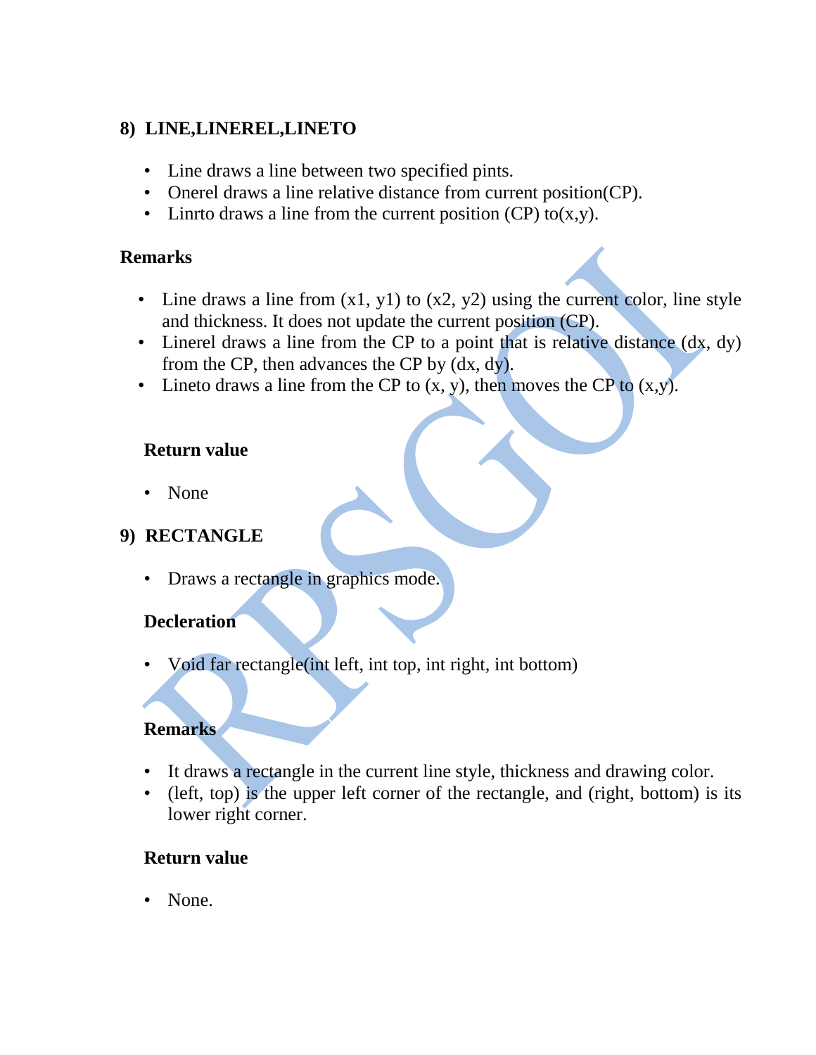## 8) LINE,LINEREL,LINETO

- Line draws a line between two specified pints.
- Onerel draws a line relative distance from current position(CP).
- Linrto draws a line from the current position (CP) to(x,y).

### Remarks

- Line draws a line from (x1, y1) to (x2, y2) using the current color, line style and thickness. It does not update the current position (CP).
- Linerel draws a line from the CP to a point that is relative distance (dx, dy) from the CP, then advances the CP by (dx, dy).
- Lineto draws a line from the CP to (x, y), then moves the CP to (x,y).

### Return value

- None

## 9) RECTANGLE

- Draws a rectangle in graphics mode.

### Decleration

- Void far rectangle(int left, int top, int right, int bottom)

### Remarks

- It draws a rectangle in the current line style, thickness and drawing color.
- (left, top) is the upper left corner of the rectangle, and (right, bottom) is its lower right corner.

### Return value

- None.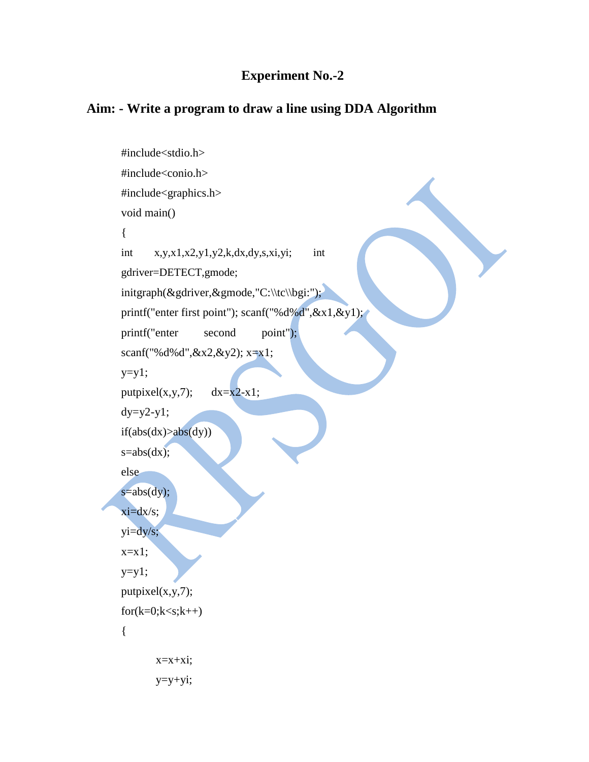# Experiment No.-2

## Aim: - Write a program to draw a line using DDA Algorithm

```
#include<stdio.h>
#include<conio.h>
#include<graphics.h>
void main()
{
int     x,y,x1,x2,y1,y2,k,dx,dy,s,xi,yi;     int
gdriver=DETECT,gmode;
initgraph(&gdriver,&gmode,"C:\\tc\\bgi:");
printf("enter first point"); scanf("%d%d",&x1,&y1);
printf("enter      second      point");
scanf("%d%d",&x2,&y2); x=x1;
y=y1;
putpixel(x,y,7);     dx=x2-x1;
dy=y2-y1;
if(abs(dx)>abs(dy))
s=abs(dx);
else
s=abs(dy);
xi=dx/s;
yi=dy/s;
x=x1;
y=y1;
putpixel(x,y,7);
for(k=0;k<s;k++)
{
        x=x+xi;
        y=y+yi;
```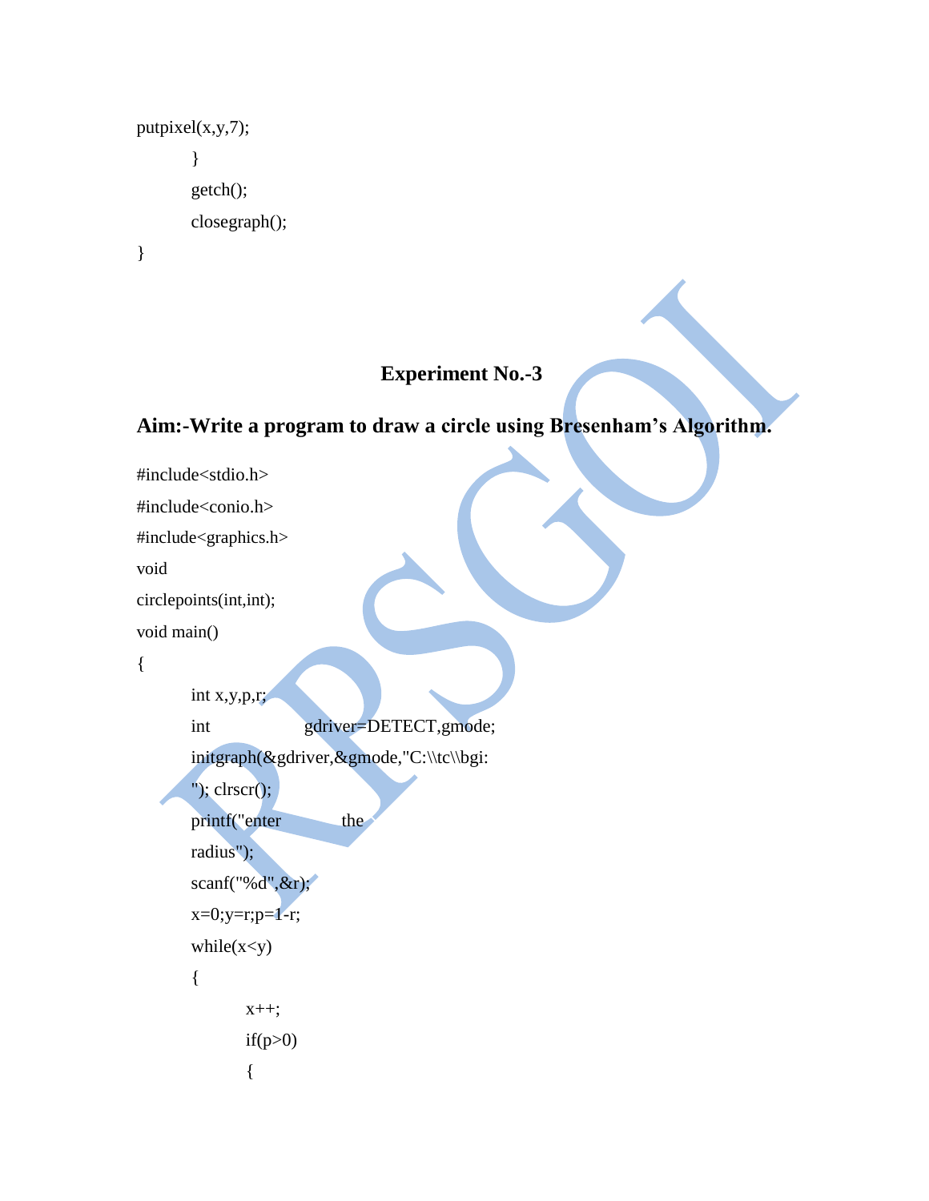```
putpixel(x,y,7);
	}
	getch();
	closegraph();
}
```

## Experiment No.-3

### Aim:-Write a program to draw a circle using Bresenham's Algorithm.

```
#include<stdio.h>
#include<conio.h>
#include<graphics.h>
void
circlepoints(int,int);
void main()
{
	int x,y,p,r;
	int		gdriver=DETECT,gmode;
	initgraph(&gdriver,&gmode,"C:\\tc\\bgi:
	"); clrscr();
	printf("enter		the
	radius");
	scanf("%d",&r);
	x=0;y=r;p=1-r;
	while(x<y)
	{
		x++;
		if(p>0)
		{
```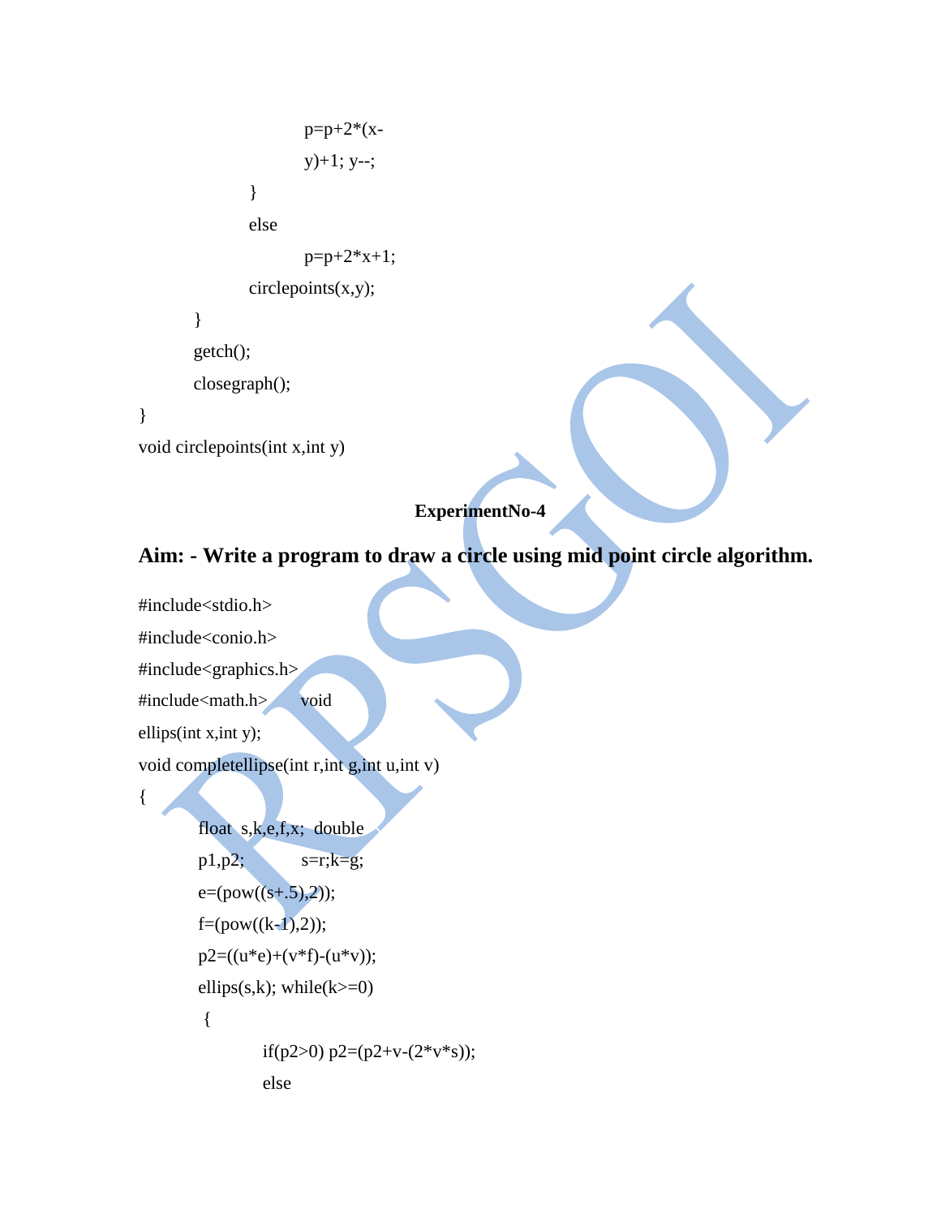```
            p=p+2*(x-
            y)+1; y--;
        }
        else
            p=p+2*x+1;
        circlepoints(x,y);
    }
    getch();
    closegraph();
}
void circlepoints(int x,int y)
```

**ExperimentNo-4**

## Aim: - Write a program to draw a circle using mid point circle algorithm.

```
#include<stdio.h>
#include<conio.h>
#include<graphics.h>
#include<math.h>       void
ellips(int x,int y);
void completellipse(int r,int g,int u,int v)
{
    float  s,k,e,f,x;  double
    p1,p2;          s=r;k=g;
    e=(pow((s+.5),2));
    f=(pow((k-1),2));
    p2=((u*e)+(v*f)-(u*v));
    ellips(s,k); while(k>=0)
    {
        if(p2>0) p2=(p2+v-(2*v*s));
        else
```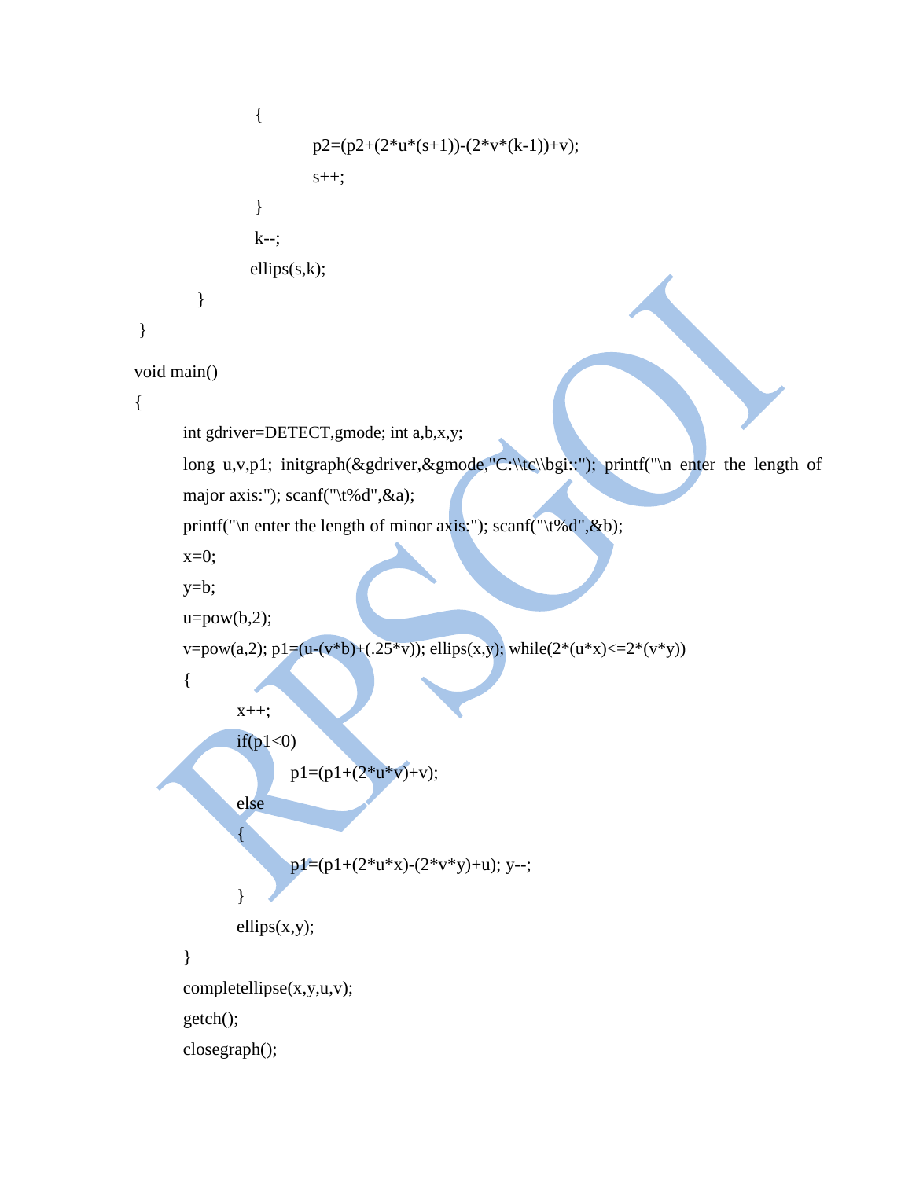```
            {
                p2=(p2+(2*u*(s+1))-(2*v*(k-1))+v);
                s++;
            }
            k--;
            ellips(s,k);
        }
}
void main()
{
    int gdriver=DETECT,gmode; int a,b,x,y;
    long u,v,p1; initgraph(&gdriver,&gmode,"C:\\tc\\bgi::"); printf("\n enter the length of major axis:"); scanf("\t%d",&a);
    printf("\n enter the length of minor axis:"); scanf("\t%d",&b);
    x=0;
    y=b;
    u=pow(b,2);
    v=pow(a,2); p1=(u-(v*b)+(.25*v)); ellips(x,y); while(2*(u*x)<=2*(v*y))
    {
        x++;
        if(p1<0)
            p1=(p1+(2*u*v)+v);
        else
        {
            p1=(p1+(2*u*x)-(2*v*y)+u); y--;
        }
        ellips(x,y);
    }
    completellipse(x,y,u,v);
    getch();
    closegraph();
```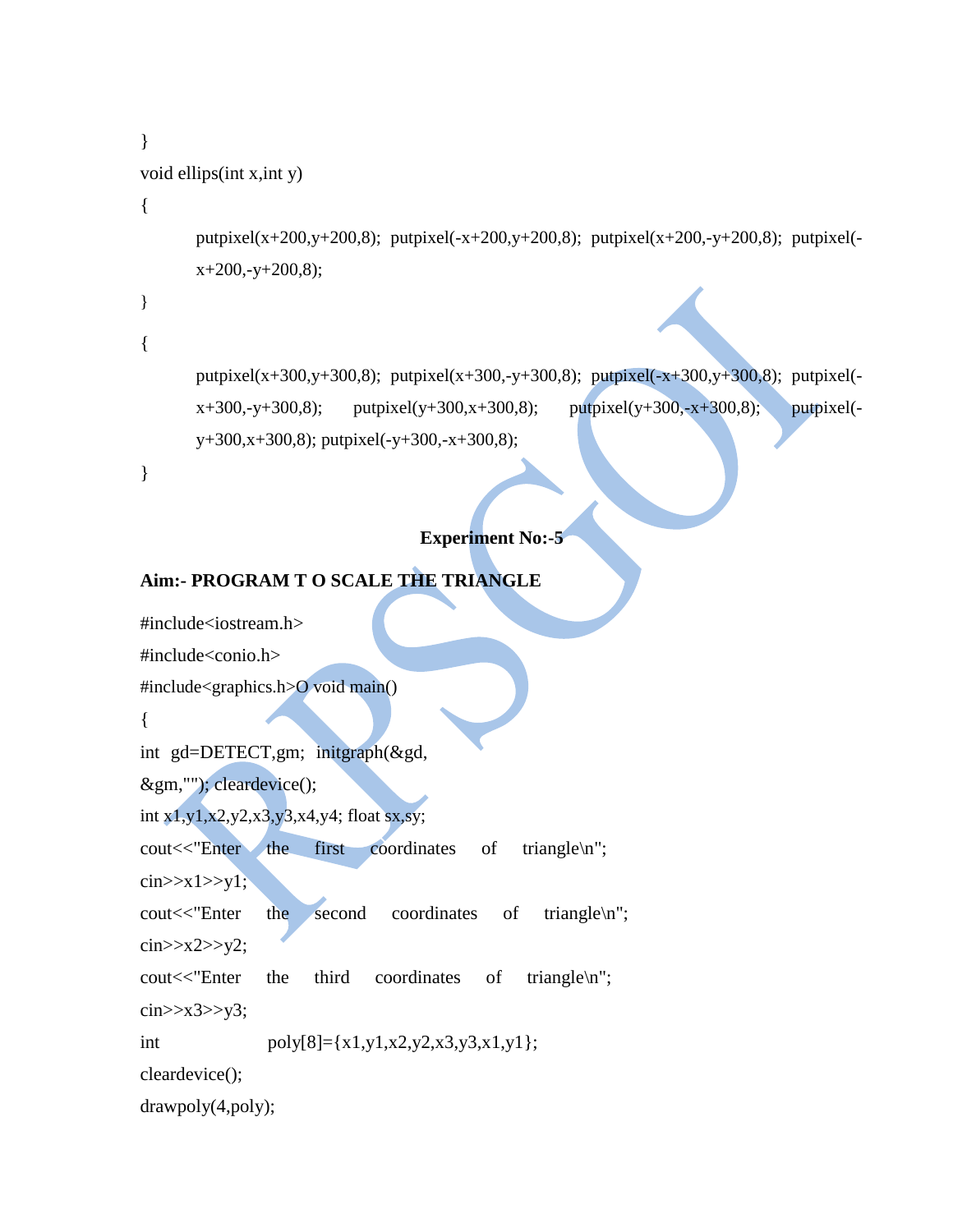```
}
void ellips(int x,int y)
{
        putpixel(x+200,y+200,8);  putpixel(-x+200,y+200,8);  putpixel(x+200,-y+200,8);  putpixel(-x+200,-y+200,8);
}
{
        putpixel(x+300,y+300,8);  putpixel(x+300,-y+300,8);  putpixel(-x+300,y+300,8);  putpixel(-x+300,-y+300,8);      putpixel(y+300,x+300,8);      putpixel(y+300,-x+300,8);      putpixel(-y+300,x+300,8); putpixel(-y+300,-x+300,8);
}
```

**Experiment No:-5**

**Aim:- PROGRAM T O SCALE THE TRIANGLE**

```
#include<iostream.h>
#include<conio.h>
#include<graphics.h>O void main()
{
int  gd=DETECT,gm;  initgraph(&gd,
&gm,""); cleardevice();
int x1,y1,x2,y2,x3,y3,x4,y4; float sx,sy;
cout<<"Enter    the    first    coordinates    of    triangle\n";
cin>>x1>>y1;
cout<<"Enter    the    second    coordinates    of    triangle\n";
cin>>x2>>y2;
cout<<"Enter    the    third    coordinates    of    triangle\n";
cin>>x3>>y3;
int                poly[8]={x1,y1,x2,y2,x3,y3,x1,y1};
cleardevice();
drawpoly(4,poly);
```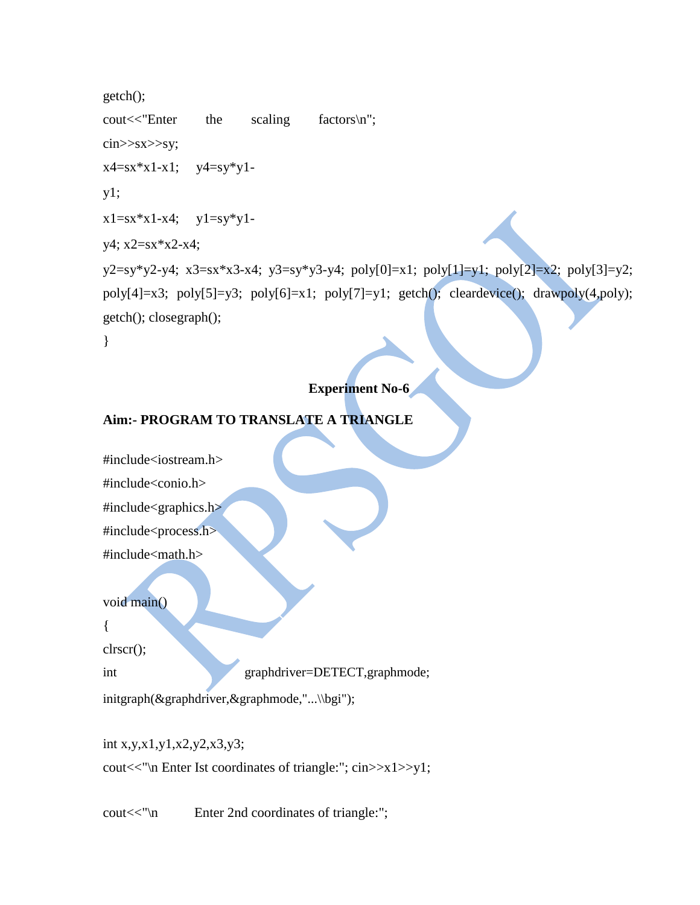```
getch();
cout<<"Enter the scaling factors\n";
cin>>sx>>sy;
x4=sx*x1-x1; y4=sy*y1-
y1;
x1=sx*x1-x4; y1=sy*y1-
y4; x2=sx*x2-x4;
y2=sy*y2-y4; x3=sx*x3-x4; y3=sy*y3-y4; poly[0]=x1; poly[1]=y1; poly[2]=x2; poly[3]=y2;
poly[4]=x3; poly[5]=y3; poly[6]=x1; poly[7]=y1; getch(); cleardevice(); drawpoly(4,poly);
getch(); closegraph();
}
```

**Experiment No-6**

**Aim:- PROGRAM TO TRANSLATE A TRIANGLE**

```
#include<iostream.h>
#include<conio.h>
#include<graphics.h>
#include<process.h>
#include<math.h>

void main()
{
clrscr();
int graphdriver=DETECT,graphmode;
initgraph(&graphdriver,&graphmode,"...\\bgi");

int x,y,x1,y1,x2,y2,x3,y3;
cout<<"\n Enter Ist coordinates of triangle:"; cin>>x1>>y1;

cout<<"\n Enter 2nd coordinates of triangle:";
```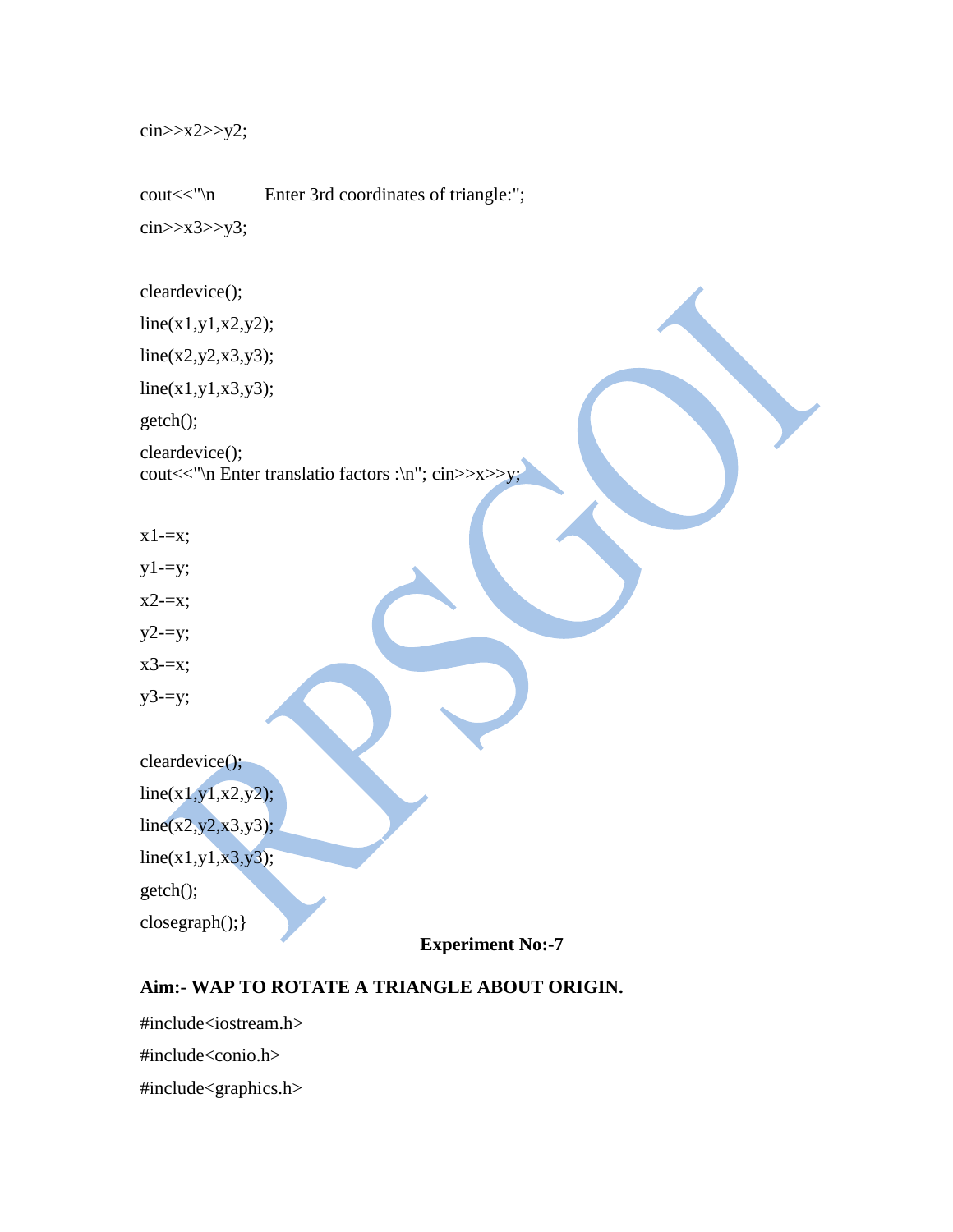```
cin>>x2>>y2;

cout<<"\n          Enter 3rd coordinates of triangle:";
cin>>x3>>y3;

cleardevice();
line(x1,y1,x2,y2);
line(x2,y2,x3,y3);
line(x1,y1,x3,y3);
getch();
cleardevice();
cout<<"\n Enter translatio factors :\n"; cin>>x>>y;

x1-=x;
y1-=y;
x2-=x;
y2-=y;
x3-=x;
y3-=y;

cleardevice();
line(x1,y1,x2,y2);
line(x2,y2,x3,y3);
line(x1,y1,x3,y3);
getch();
closegraph();}
```

**Experiment No:-7**

**Aim:- WAP TO ROTATE A TRIANGLE ABOUT ORIGIN.**

```
#include<iostream.h>
#include<conio.h>
#include<graphics.h>
```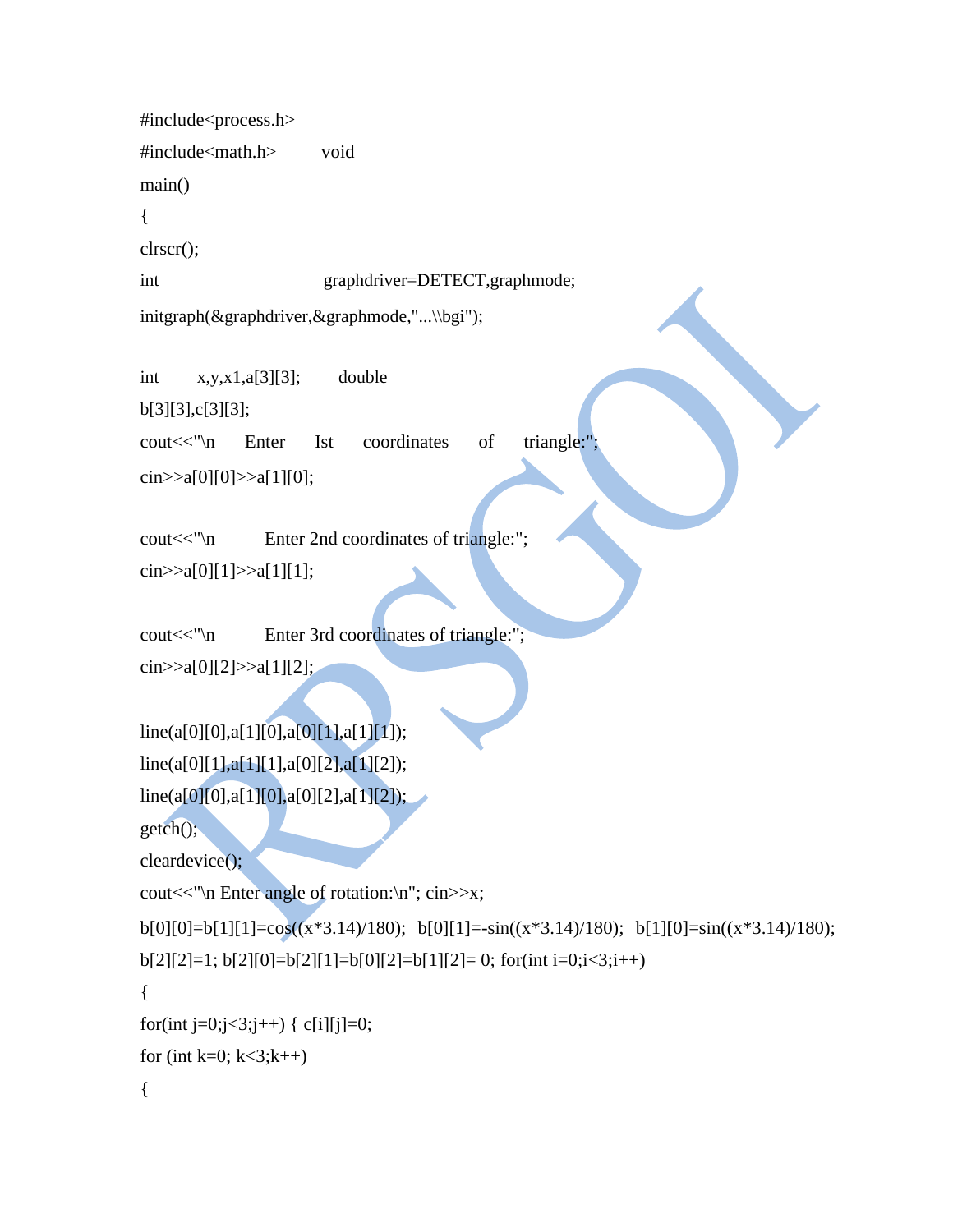```
#include<process.h>
#include<math.h>        void
main()
{
clrscr();
int                              graphdriver=DETECT,graphmode;
initgraph(&graphdriver,&graphmode,"...\\bgi");

int       x,y,x1,a[3][3];       double
b[3][3],c[3][3];
cout<<"\n     Enter     Ist     coordinates     of     triangle:";
cin>>a[0][0]>>a[1][0];

cout<<"\n          Enter 2nd coordinates of triangle:";
cin>>a[0][1]>>a[1][1];

cout<<"\n          Enter 3rd coordinates of triangle:";
cin>>a[0][2]>>a[1][2];

line(a[0][0],a[1][0],a[0][1],a[1][1]);
line(a[0][1],a[1][1],a[0][2],a[1][2]);
line(a[0][0],a[1][0],a[0][2],a[1][2]);
getch();
cleardevice();
cout<<"\n Enter angle of rotation:\n"; cin>>x;
b[0][0]=b[1][1]=cos((x*3.14)/180);  b[0][1]=-sin((x*3.14)/180);  b[1][0]=sin((x*3.14)/180);
b[2][2]=1; b[2][0]=b[2][1]=b[0][2]=b[1][2]= 0; for(int i=0;i<3;i++)
{
for(int j=0;j<3;j++) { c[i][j]=0;
for (int k=0; k<3;k++)
{
```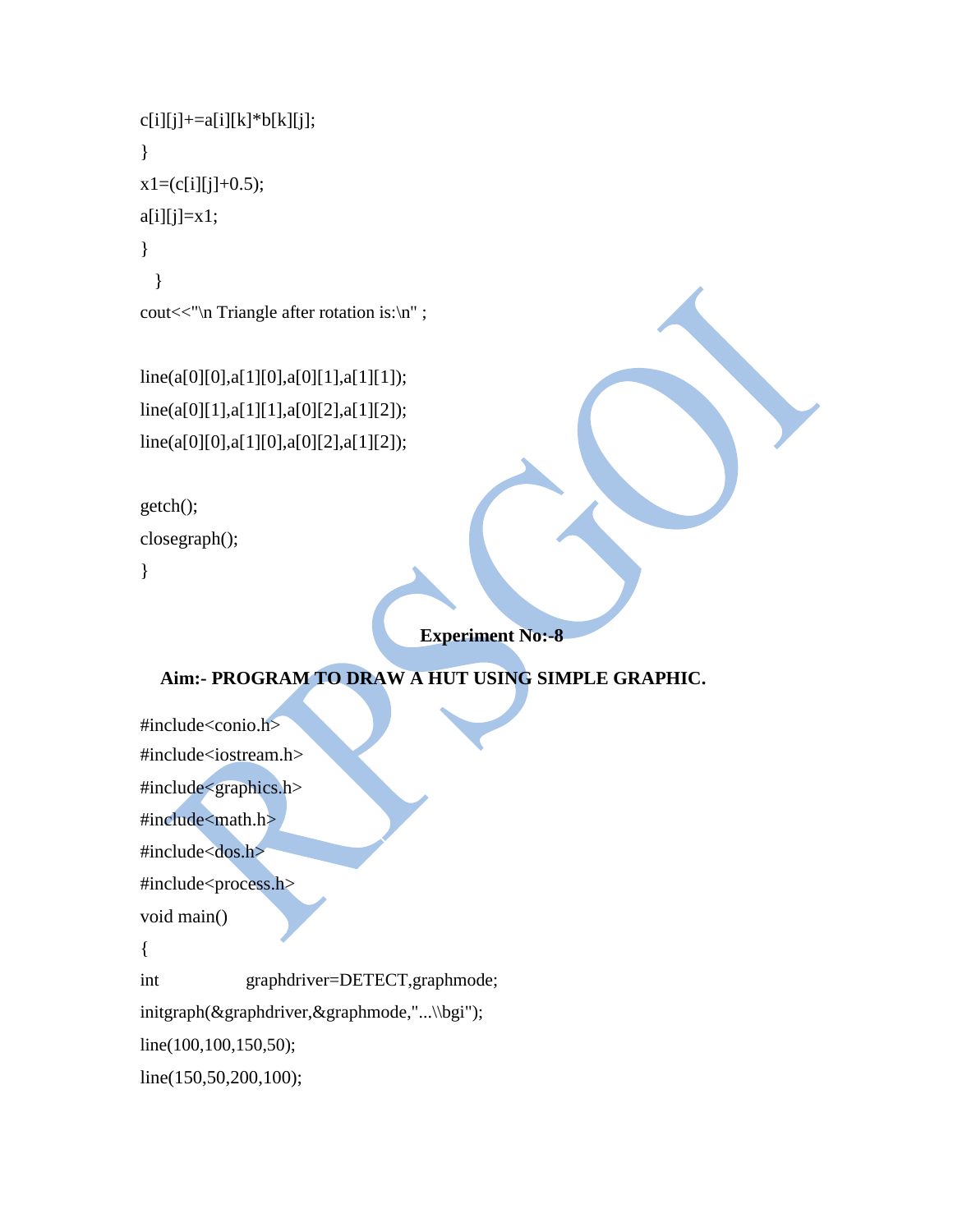```
c[i][j]+=a[i][k]*b[k][j];
}
x1=(c[i][j]+0.5);
a[i][j]=x1;
}
  }
cout<<"\n Triangle after rotation is:\n" ;

line(a[0][0],a[1][0],a[0][1],a[1][1]);
line(a[0][1],a[1][1],a[0][2],a[1][2]);
line(a[0][0],a[1][0],a[0][2],a[1][2]);

getch();
closegraph();
}
```

## Experiment No:-8

**Aim:- PROGRAM TO DRAW A HUT USING SIMPLE GRAPHIC.**

```
#include<conio.h>
#include<iostream.h>
#include<graphics.h>
#include<math.h>
#include<dos.h>
#include<process.h>
void main()
{
int          graphdriver=DETECT,graphmode;
initgraph(&graphdriver,&graphmode,"...\\bgi");
line(100,100,150,50);
line(150,50,200,100);
```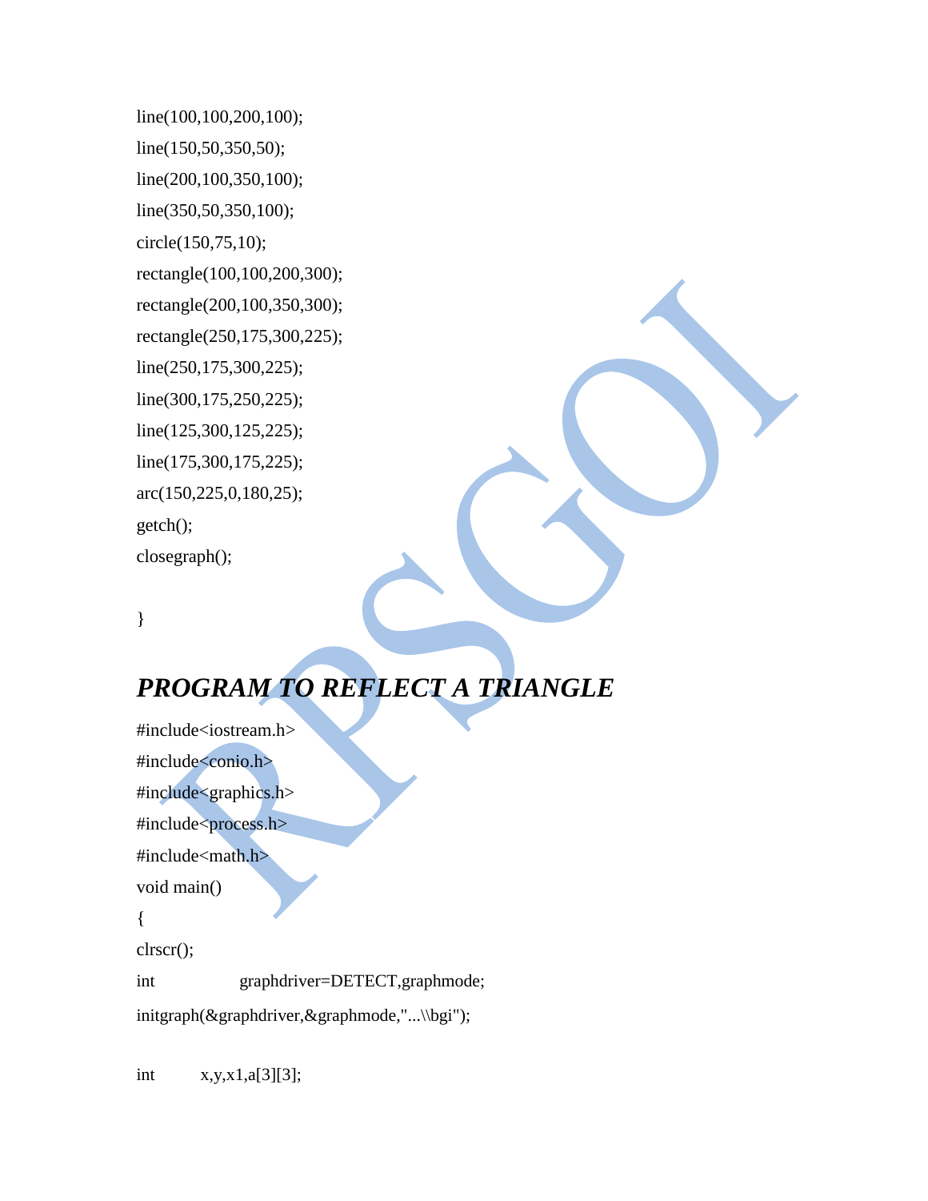```
line(100,100,200,100);
line(150,50,350,50);
line(200,100,350,100);
line(350,50,350,100);
circle(150,75,10);
rectangle(100,100,200,300);
rectangle(200,100,350,300);
rectangle(250,175,300,225);
line(250,175,300,225);
line(300,175,250,225);
line(125,300,125,225);
line(175,300,175,225);
arc(150,225,0,180,25);
getch();
closegraph();

}
```

## *PROGRAM TO REFLECT A TRIANGLE*

```
#include<iostream.h>
#include<conio.h>
#include<graphics.h>
#include<process.h>
#include<math.h>
void main()
{
clrscr();
int graphdriver=DETECT,graphmode;
initgraph(&graphdriver,&graphmode,"...\\bgi");

int x,y,x1,a[3][3];
```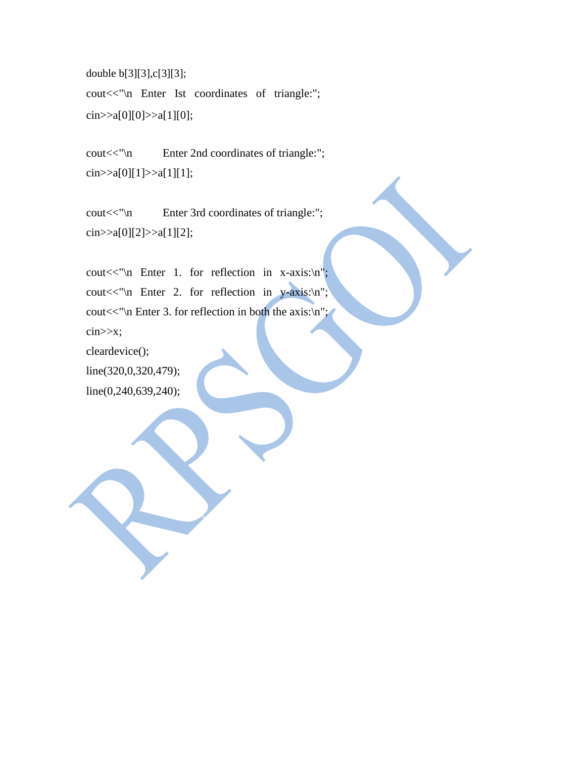```
double b[3][3],c[3][3];
cout<<"\n  Enter  Ist  coordinates  of  triangle:";
cin>>a[0][0]>>a[1][0];

cout<<"\n          Enter 2nd coordinates of triangle:";
cin>>a[0][1]>>a[1][1];

cout<<"\n          Enter 3rd coordinates of triangle:";
cin>>a[0][2]>>a[1][2];

cout<<"\n  Enter  1.  for  reflection  in  x-axis:\n";
cout<<"\n  Enter  2.  for  reflection  in  y-axis:\n";
cout<<"\n Enter 3. for reflection in both the axis:\n";
cin>>x;
cleardevice();
line(320,0,320,479);
line(0,240,639,240);
```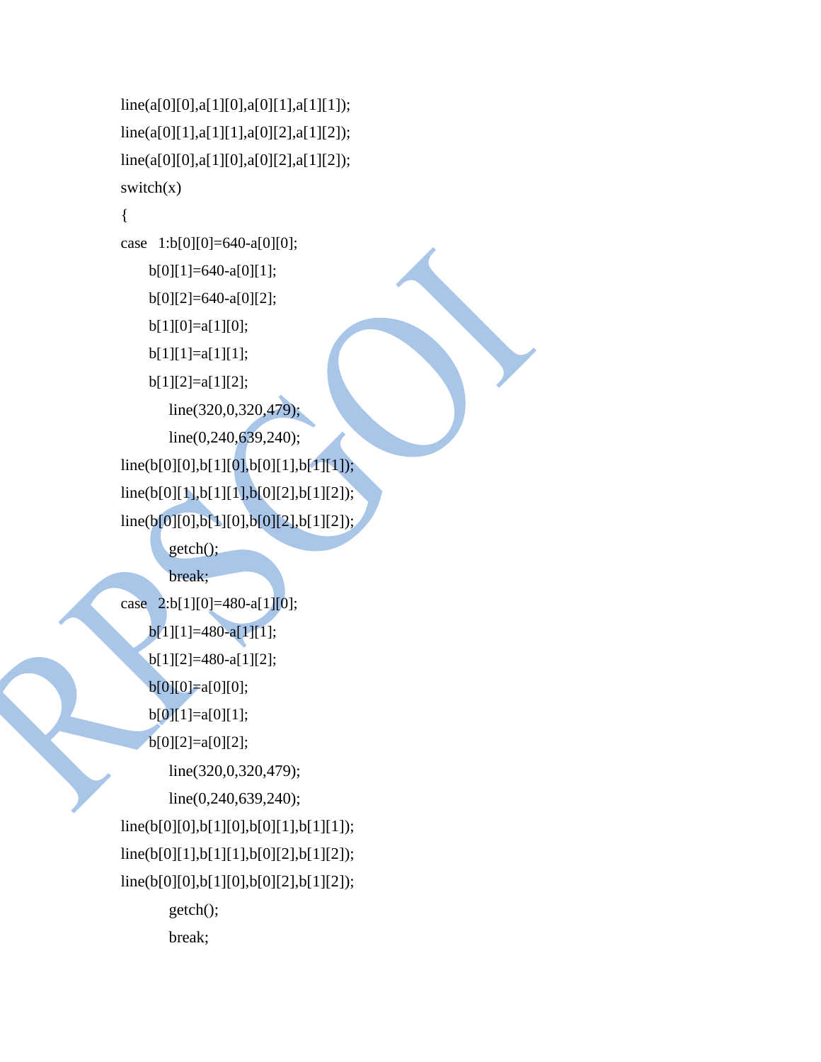```
line(a[0][0],a[1][0],a[0][1],a[1][1]);
line(a[0][1],a[1][1],a[0][2],a[1][2]);
line(a[0][0],a[1][0],a[0][2],a[1][2]);
switch(x)
{
case   1:b[0][0]=640-a[0][0];
       b[0][1]=640-a[0][1];
       b[0][2]=640-a[0][2];
       b[1][0]=a[1][0];
       b[1][1]=a[1][1];
       b[1][2]=a[1][2];
            line(320,0,320,479);
            line(0,240,639,240);
line(b[0][0],b[1][0],b[0][1],b[1][1]);
line(b[0][1],b[1][1],b[0][2],b[1][2]);
line(b[0][0],b[1][0],b[0][2],b[1][2]);
            getch();
            break;
case   2:b[1][0]=480-a[1][0];
       b[1][1]=480-a[1][1];
       b[1][2]=480-a[1][2];
       b[0][0]=a[0][0];
       b[0][1]=a[0][1];
       b[0][2]=a[0][2];
            line(320,0,320,479);
            line(0,240,639,240);
line(b[0][0],b[1][0],b[0][1],b[1][1]);
line(b[0][1],b[1][1],b[0][2],b[1][2]);
line(b[0][0],b[1][0],b[0][2],b[1][2]);
            getch();
            break;
```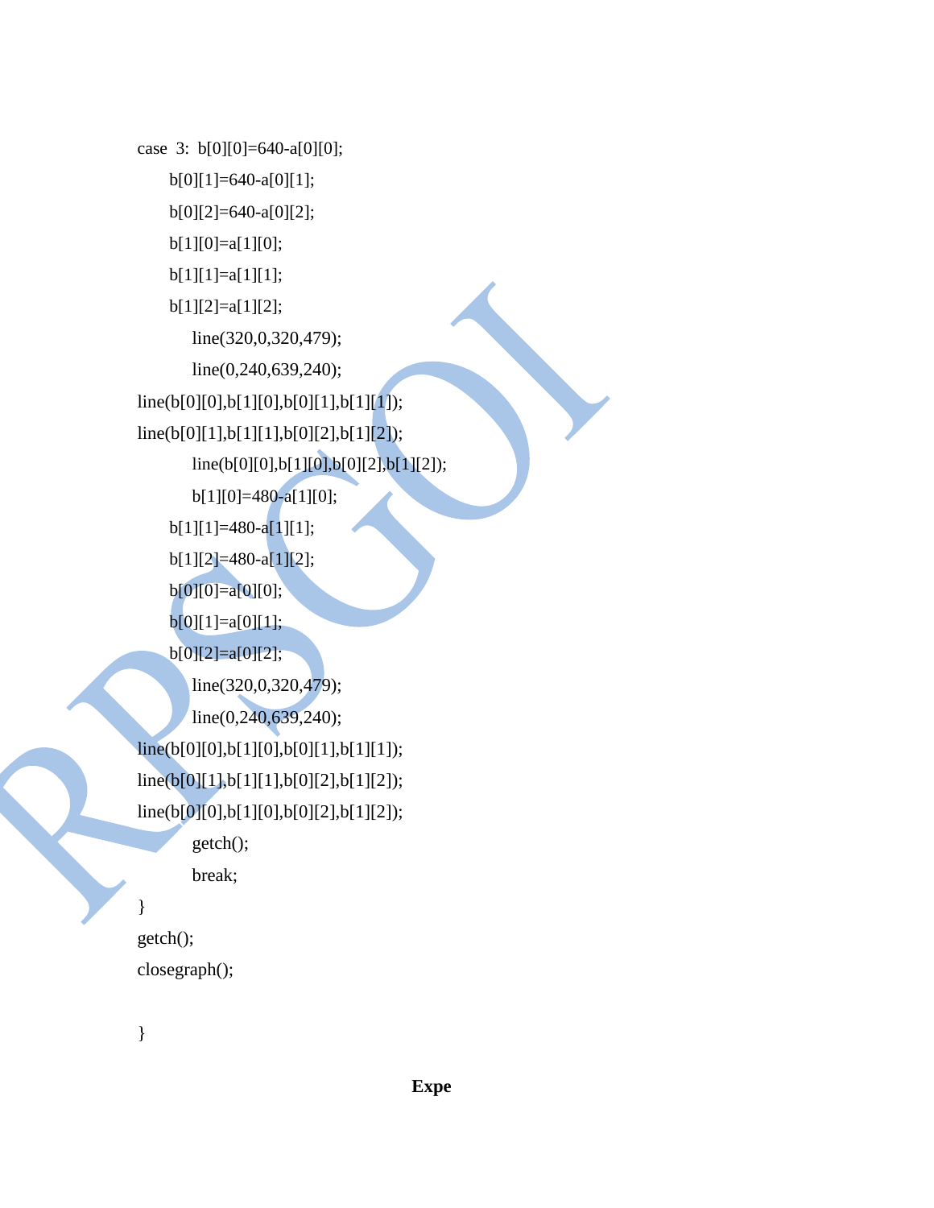```
case  3:  b[0][0]=640-a[0][0];
      b[0][1]=640-a[0][1];
      b[0][2]=640-a[0][2];
      b[1][0]=a[1][0];
      b[1][1]=a[1][1];
      b[1][2]=a[1][2];
          line(320,0,320,479);
          line(0,240,639,240);
line(b[0][0],b[1][0],b[0][1],b[1][1]);
line(b[0][1],b[1][1],b[0][2],b[1][2]);
          line(b[0][0],b[1][0],b[0][2],b[1][2]);
          b[1][0]=480-a[1][0];
      b[1][1]=480-a[1][1];
      b[1][2]=480-a[1][2];
      b[0][0]=a[0][0];
      b[0][1]=a[0][1];
      b[0][2]=a[0][2];
          line(320,0,320,479);
          line(0,240,639,240);
line(b[0][0],b[1][0],b[0][1],b[1][1]);
line(b[0][1],b[1][1],b[0][2],b[1][2]);
line(b[0][0],b[1][0],b[0][2],b[1][2]);
          getch();
          break;
}
getch();
closegraph();

}
```

**Expe**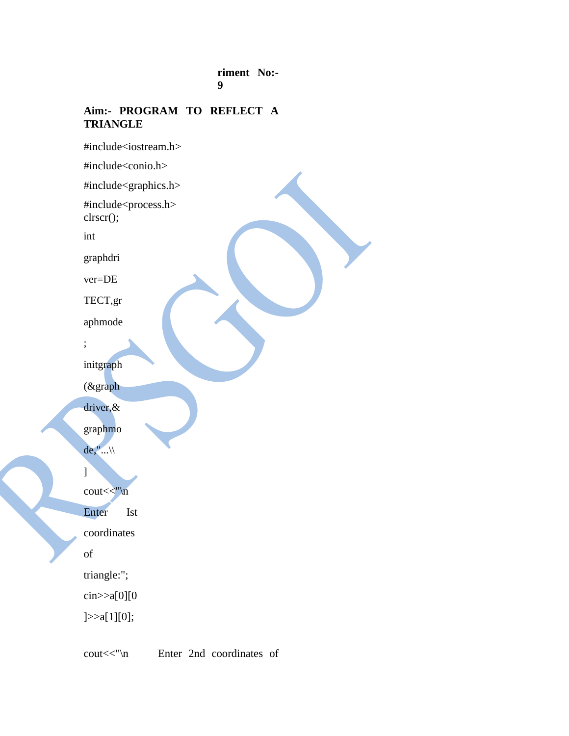**riment No:- 9**

**Aim:- PROGRAM TO REFLECT A TRIANGLE**

```
#include<iostream.h>
#include<conio.h>
#include<graphics.h>
#include<process.h>
clrscr();
int
graphdri
ver=DE
TECT,gr
aphmode
;
initgraph
(&graph
driver,&
graphmo
de,"...\\
]
cout<<"\n
Enter Ist
coordinates
of
triangle:";
cin>>a[0][0
]>>a[1][0];

cout<<"\n     Enter 2nd coordinates of
```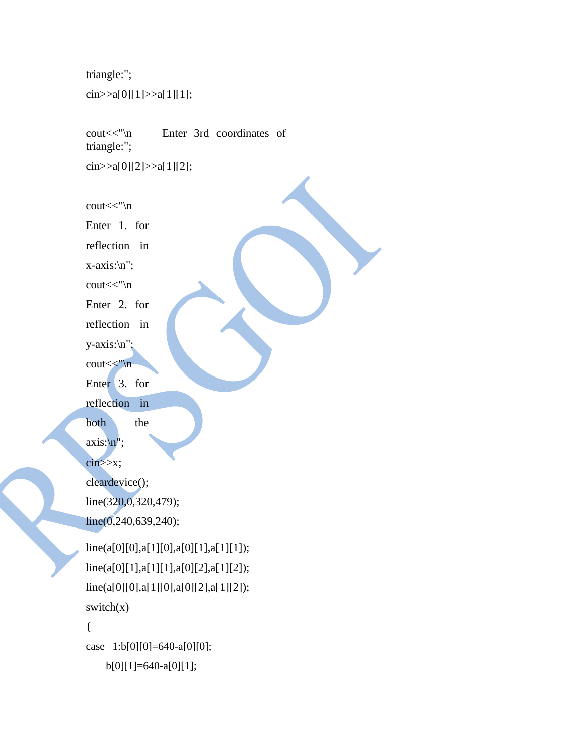```
triangle:";
cin>>a[0][1]>>a[1][1];

cout<<"\n        Enter  3rd  coordinates  of
triangle:";
cin>>a[0][2]>>a[1][2];

cout<<"\n
Enter  1.  for
reflection   in
x-axis:\n";
cout<<"\n
Enter  2.  for
reflection   in
y-axis:\n";
cout<<"\n
Enter  3.  for
reflection   in
both         the
axis:\n";
cin>>x;
cleardevice();
line(320,0,320,479);
line(0,240,639,240);
line(a[0][0],a[1][0],a[0][1],a[1][1]);
line(a[0][1],a[1][1],a[0][2],a[1][2]);
line(a[0][0],a[1][0],a[0][2],a[1][2]);
switch(x)
{
case   1:b[0][0]=640-a[0][0];
      b[0][1]=640-a[0][1];
```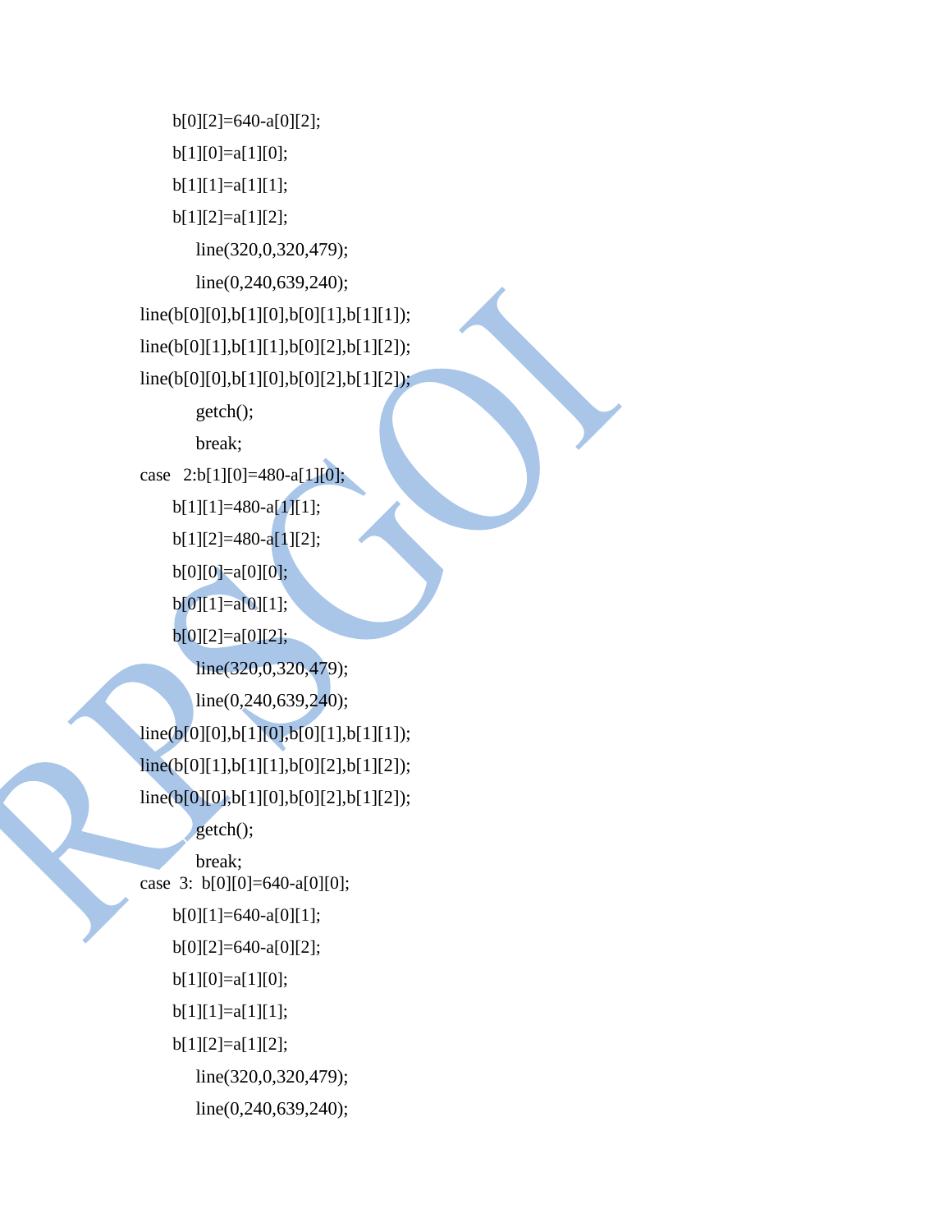```
        b[0][2]=640-a[0][2];
        b[1][0]=a[1][0];
        b[1][1]=a[1][1];
        b[1][2]=a[1][2];
            line(320,0,320,479);
            line(0,240,639,240);
line(b[0][0],b[1][0],b[0][1],b[1][1]);
line(b[0][1],b[1][1],b[0][2],b[1][2]);
line(b[0][0],b[1][0],b[0][2],b[1][2]);
            getch();
            break;
case   2:b[1][0]=480-a[1][0];
        b[1][1]=480-a[1][1];
        b[1][2]=480-a[1][2];
        b[0][0]=a[0][0];
        b[0][1]=a[0][1];
        b[0][2]=a[0][2];
            line(320,0,320,479);
            line(0,240,639,240);
line(b[0][0],b[1][0],b[0][1],b[1][1]);
line(b[0][1],b[1][1],b[0][2],b[1][2]);
line(b[0][0],b[1][0],b[0][2],b[1][2]);
            getch();
            break;
case  3:  b[0][0]=640-a[0][0];
        b[0][1]=640-a[0][1];
        b[0][2]=640-a[0][2];
        b[1][0]=a[1][0];
        b[1][1]=a[1][1];
        b[1][2]=a[1][2];
            line(320,0,320,479);
            line(0,240,639,240);
```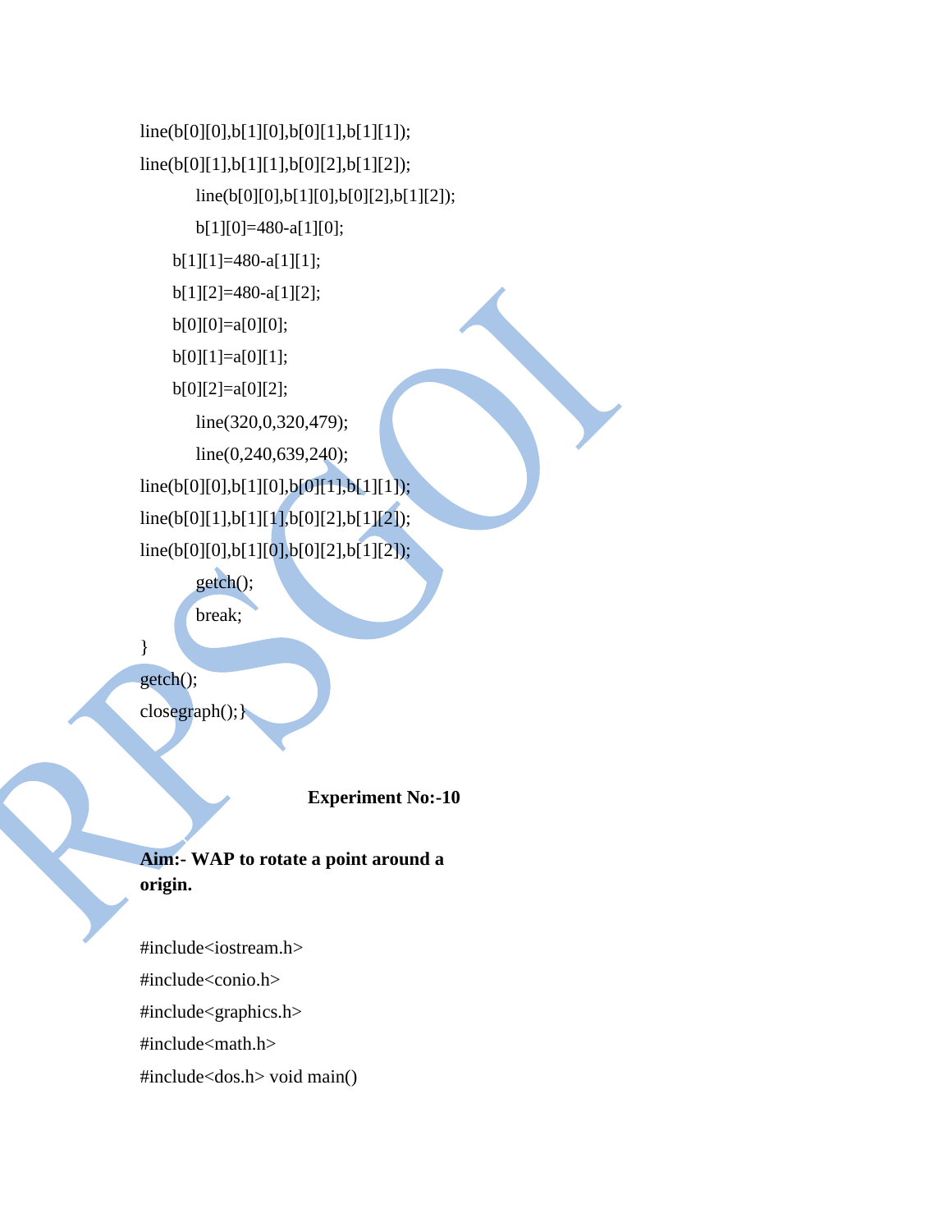```
line(b[0][0],b[1][0],b[0][1],b[1][1]);
line(b[0][1],b[1][1],b[0][2],b[1][2]);
        line(b[0][0],b[1][0],b[0][2],b[1][2]);
        b[1][0]=480-a[1][0];
    b[1][1]=480-a[1][1];
    b[1][2]=480-a[1][2];
    b[0][0]=a[0][0];
    b[0][1]=a[0][1];
    b[0][2]=a[0][2];
        line(320,0,320,479);
        line(0,240,639,240);
line(b[0][0],b[1][0],b[0][1],b[1][1]);
line(b[0][1],b[1][1],b[0][2],b[1][2]);
line(b[0][0],b[1][0],b[0][2],b[1][2]);
        getch();
        break;
}
getch();
closegraph();}
```

## Experiment No:-10

**Aim:- WAP to rotate a point around a origin.**

```
#include<iostream.h>
#include<conio.h>
#include<graphics.h>
#include<math.h>
#include<dos.h> void main()
```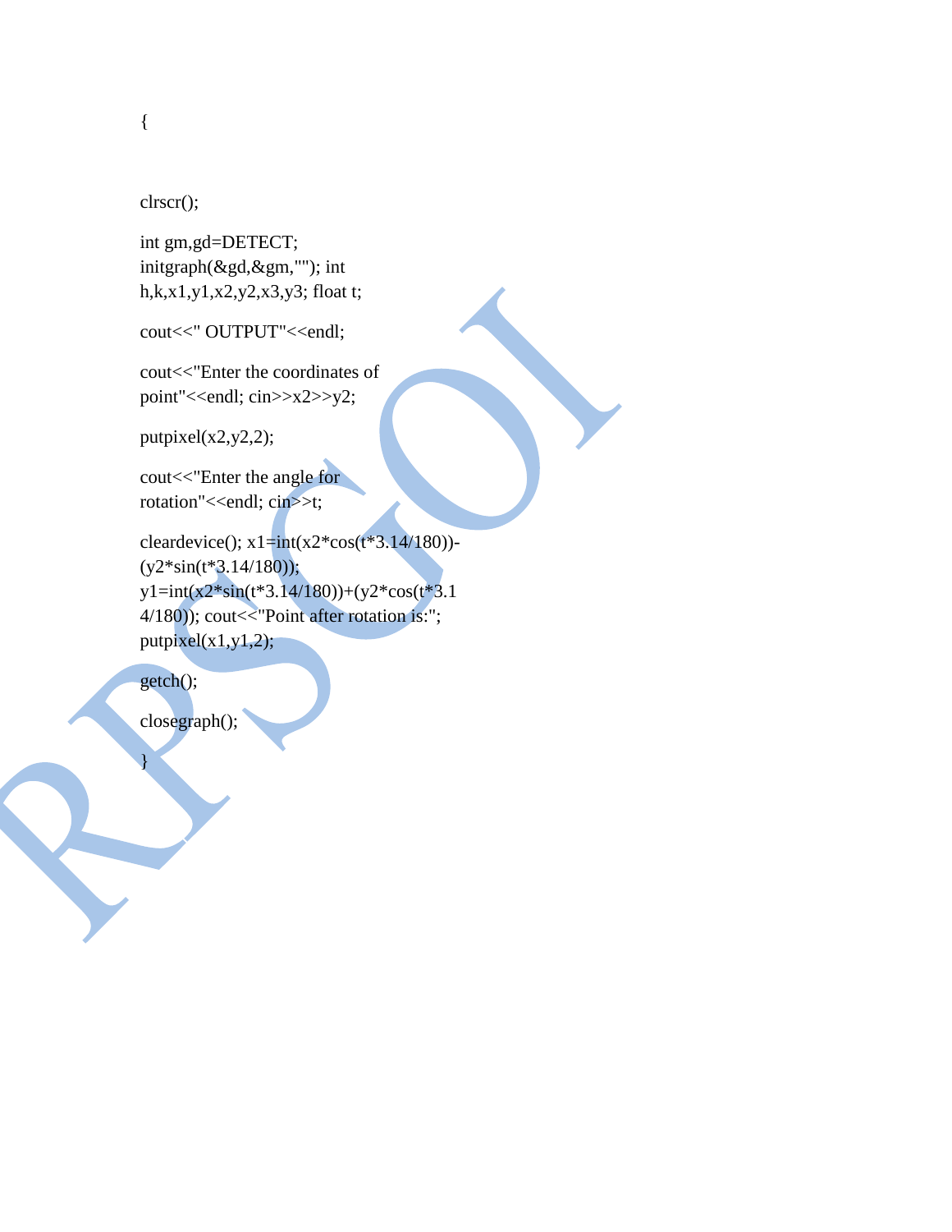```
{

clrscr();

int gm,gd=DETECT;
initgraph(&gd,&gm,""); int
h,k,x1,y1,x2,y2,x3,y3; float t;

cout<<" OUTPUT"<<endl;

cout<<"Enter the coordinates of
point"<<endl; cin>>x2>>y2;

putpixel(x2,y2,2);

cout<<"Enter the angle for
rotation"<<endl; cin>>t;

cleardevice(); x1=int(x2*cos(t*3.14/180))-
(y2*sin(t*3.14/180));
y1=int(x2*sin(t*3.14/180))+(y2*cos(t*3.1
4/180)); cout<<"Point after rotation is:";
putpixel(x1,y1,2);

getch();

closegraph();

}
```